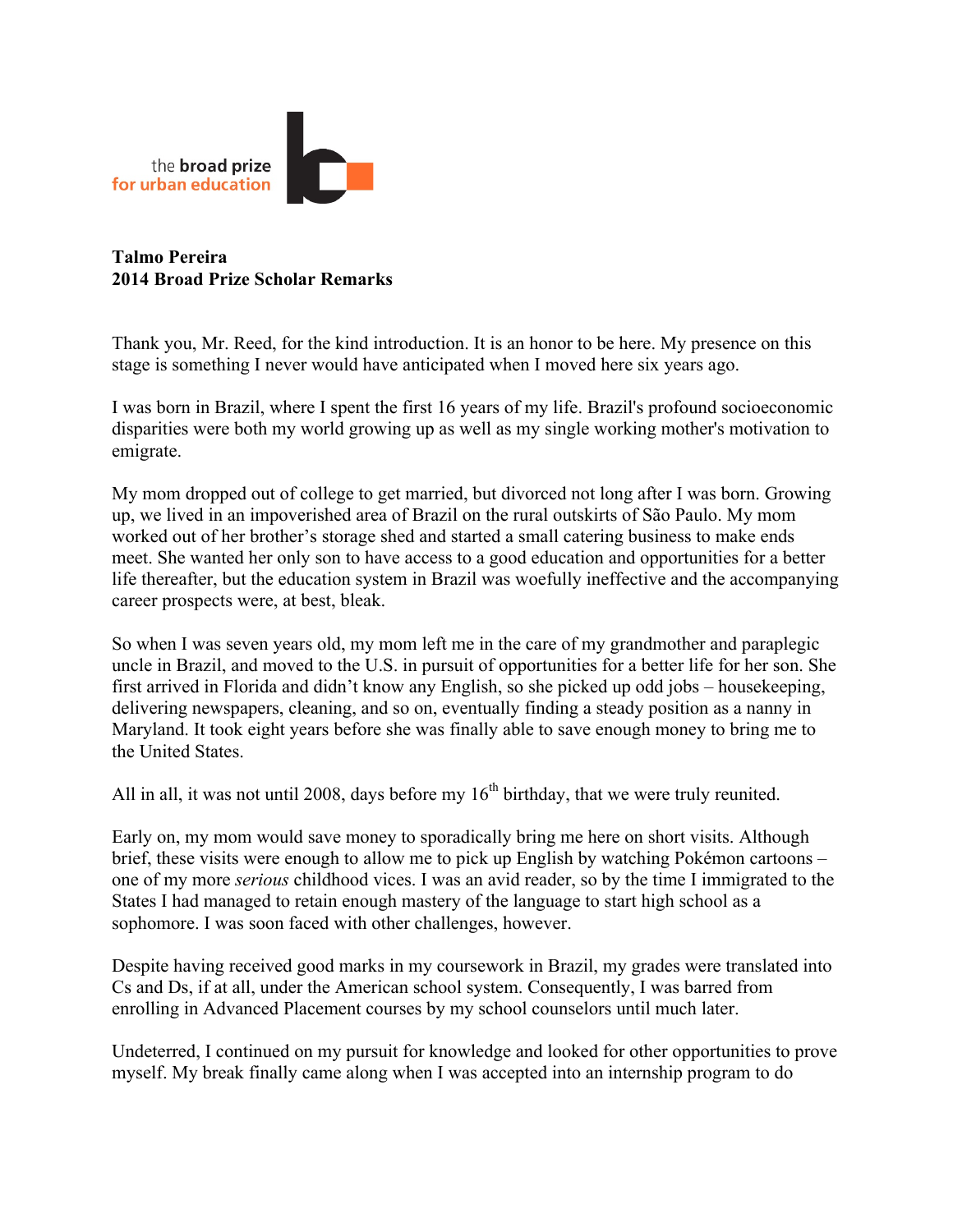the **broad prize**
for urban education

**Talmo Pereira**
**2014 Broad Prize Scholar Remarks**

Thank you, Mr. Reed, for the kind introduction. It is an honor to be here. My presence on this stage is something I never would have anticipated when I moved here six years ago.

I was born in Brazil, where I spent the first 16 years of my life. Brazil's profound socioeconomic disparities were both my world growing up as well as my single working mother's motivation to emigrate.

My mom dropped out of college to get married, but divorced not long after I was born. Growing up, we lived in an impoverished area of Brazil on the rural outskirts of São Paulo. My mom worked out of her brother's storage shed and started a small catering business to make ends meet. She wanted her only son to have access to a good education and opportunities for a better life thereafter, but the education system in Brazil was woefully ineffective and the accompanying career prospects were, at best, bleak.

So when I was seven years old, my mom left me in the care of my grandmother and paraplegic uncle in Brazil, and moved to the U.S. in pursuit of opportunities for a better life for her son. She first arrived in Florida and didn't know any English, so she picked up odd jobs – housekeeping, delivering newspapers, cleaning, and so on, eventually finding a steady position as a nanny in Maryland. It took eight years before she was finally able to save enough money to bring me to the United States.

All in all, it was not until 2008, days before my 16th birthday, that we were truly reunited.

Early on, my mom would save money to sporadically bring me here on short visits. Although brief, these visits were enough to allow me to pick up English by watching Pokémon cartoons – one of my more *serious* childhood vices. I was an avid reader, so by the time I immigrated to the States I had managed to retain enough mastery of the language to start high school as a sophomore. I was soon faced with other challenges, however.

Despite having received good marks in my coursework in Brazil, my grades were translated into Cs and Ds, if at all, under the American school system. Consequently, I was barred from enrolling in Advanced Placement courses by my school counselors until much later.

Undeterred, I continued on my pursuit for knowledge and looked for other opportunities to prove myself. My break finally came along when I was accepted into an internship program to do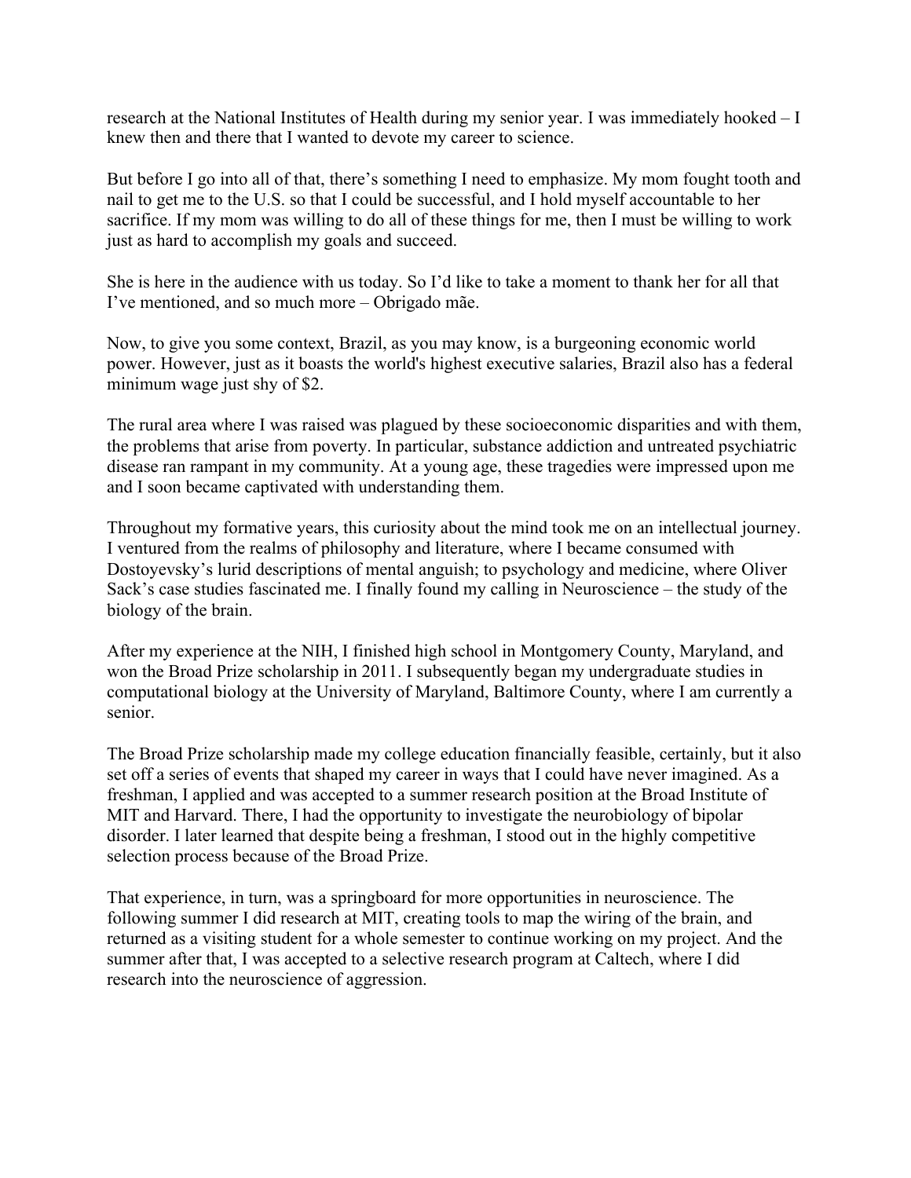research at the National Institutes of Health during my senior year. I was immediately hooked – I knew then and there that I wanted to devote my career to science.

But before I go into all of that, there's something I need to emphasize. My mom fought tooth and nail to get me to the U.S. so that I could be successful, and I hold myself accountable to her sacrifice. If my mom was willing to do all of these things for me, then I must be willing to work just as hard to accomplish my goals and succeed.

She is here in the audience with us today. So I'd like to take a moment to thank her for all that I've mentioned, and so much more – Obrigado mãe.

Now, to give you some context, Brazil, as you may know, is a burgeoning economic world power. However, just as it boasts the world's highest executive salaries, Brazil also has a federal minimum wage just shy of $2.

The rural area where I was raised was plagued by these socioeconomic disparities and with them, the problems that arise from poverty. In particular, substance addiction and untreated psychiatric disease ran rampant in my community. At a young age, these tragedies were impressed upon me and I soon became captivated with understanding them.

Throughout my formative years, this curiosity about the mind took me on an intellectual journey. I ventured from the realms of philosophy and literature, where I became consumed with Dostoyevsky's lurid descriptions of mental anguish; to psychology and medicine, where Oliver Sack's case studies fascinated me. I finally found my calling in Neuroscience – the study of the biology of the brain.

After my experience at the NIH, I finished high school in Montgomery County, Maryland, and won the Broad Prize scholarship in 2011. I subsequently began my undergraduate studies in computational biology at the University of Maryland, Baltimore County, where I am currently a senior.

The Broad Prize scholarship made my college education financially feasible, certainly, but it also set off a series of events that shaped my career in ways that I could have never imagined. As a freshman, I applied and was accepted to a summer research position at the Broad Institute of MIT and Harvard. There, I had the opportunity to investigate the neurobiology of bipolar disorder. I later learned that despite being a freshman, I stood out in the highly competitive selection process because of the Broad Prize.

That experience, in turn, was a springboard for more opportunities in neuroscience. The following summer I did research at MIT, creating tools to map the wiring of the brain, and returned as a visiting student for a whole semester to continue working on my project. And the summer after that, I was accepted to a selective research program at Caltech, where I did research into the neuroscience of aggression.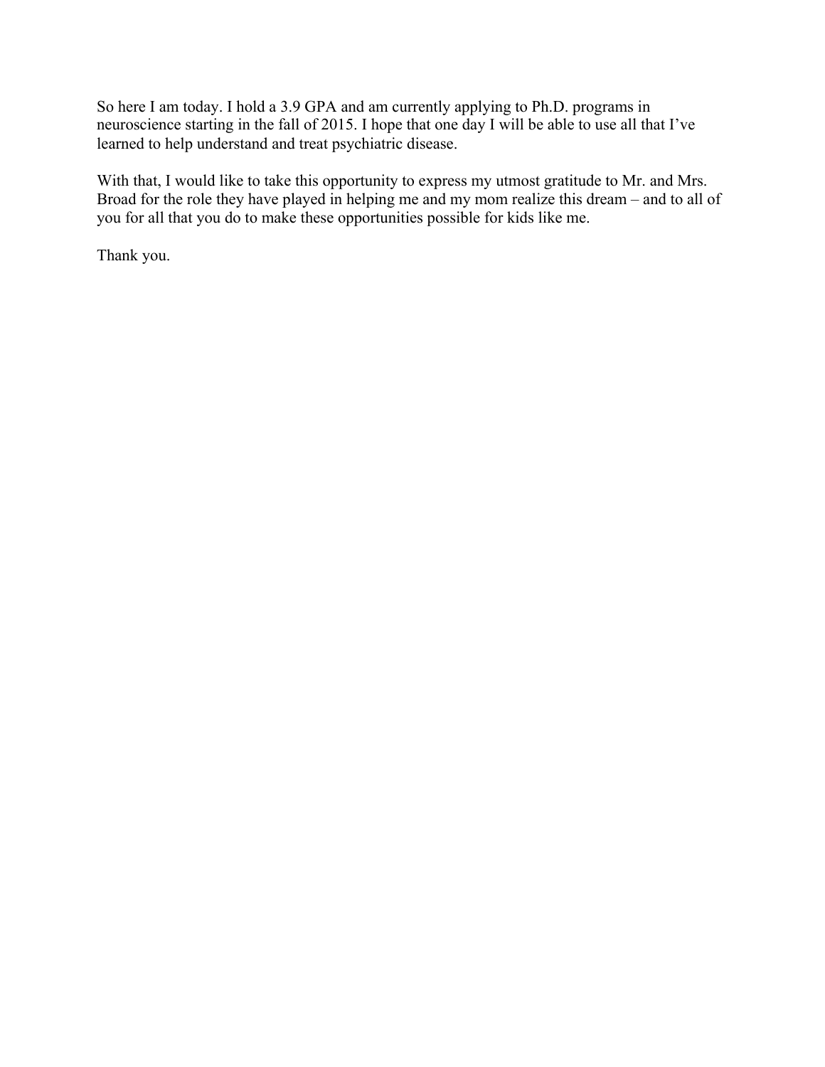So here I am today. I hold a 3.9 GPA and am currently applying to Ph.D. programs in neuroscience starting in the fall of 2015. I hope that one day I will be able to use all that I've learned to help understand and treat psychiatric disease.

With that, I would like to take this opportunity to express my utmost gratitude to Mr. and Mrs. Broad for the role they have played in helping me and my mom realize this dream – and to all of you for all that you do to make these opportunities possible for kids like me.

Thank you.